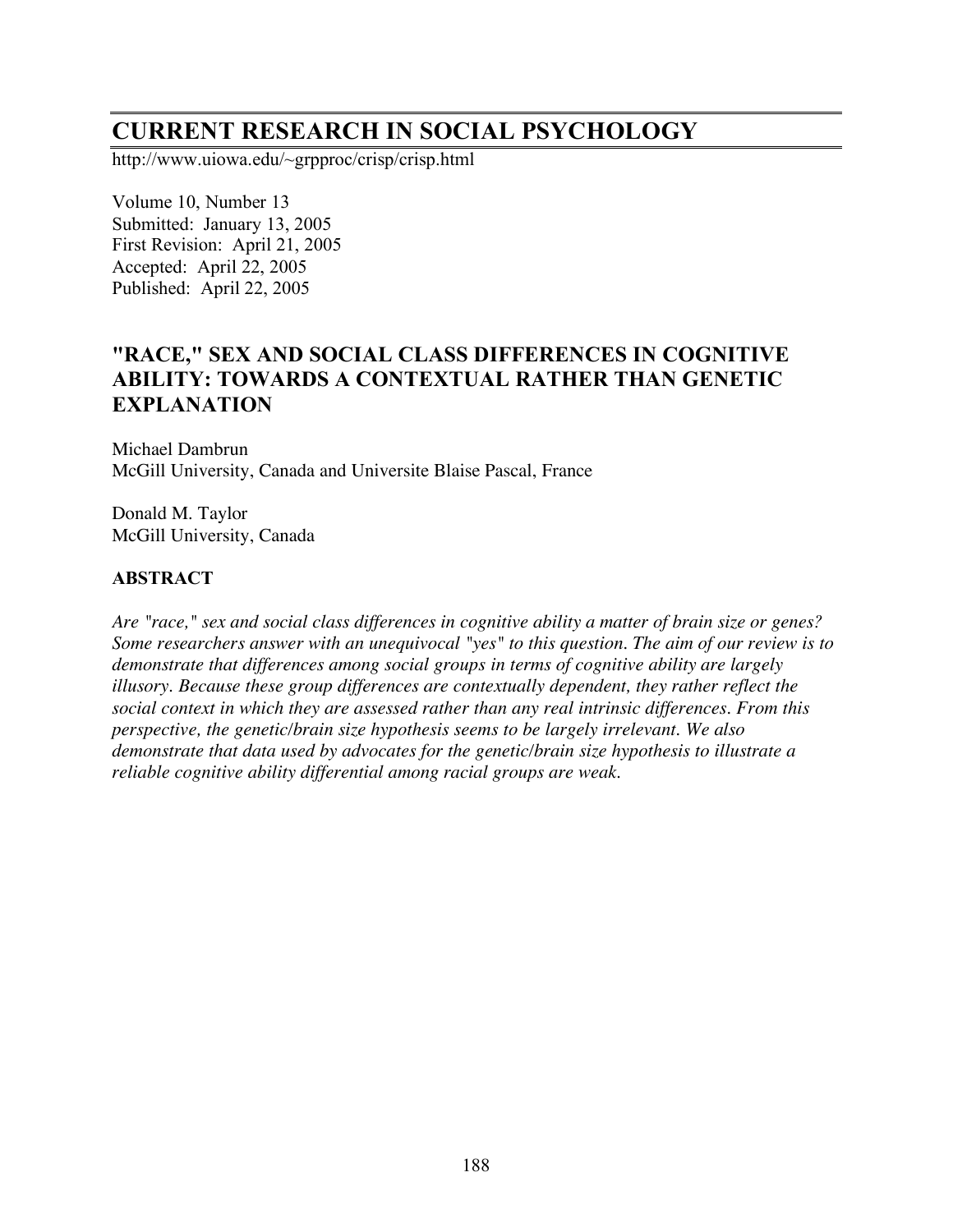# CURRENT RESEARCH IN SOCIAL PSYCHOLOGY

http://www.uiowa.edu/~grpproc/crisp/crisp.html

Volume 10, Number 13
Submitted: January 13, 2005
First Revision: April 21, 2005
Accepted: April 22, 2005
Published: April 22, 2005

## "RACE," SEX AND SOCIAL CLASS DIFFERENCES IN COGNITIVE ABILITY: TOWARDS A CONTEXTUAL RATHER THAN GENETIC EXPLANATION

Michael Dambrun
McGill University, Canada and Universite Blaise Pascal, France

Donald M. Taylor
McGill University, Canada

### ABSTRACT

*Are "race," sex and social class differences in cognitive ability a matter of brain size or genes? Some researchers answer with an unequivocal "yes" to this question. The aim of our review is to demonstrate that differences among social groups in terms of cognitive ability are largely illusory. Because these group differences are contextually dependent, they rather reflect the social context in which they are assessed rather than any real intrinsic differences. From this perspective, the genetic/brain size hypothesis seems to be largely irrelevant. We also demonstrate that data used by advocates for the genetic/brain size hypothesis to illustrate a reliable cognitive ability differential among racial groups are weak.*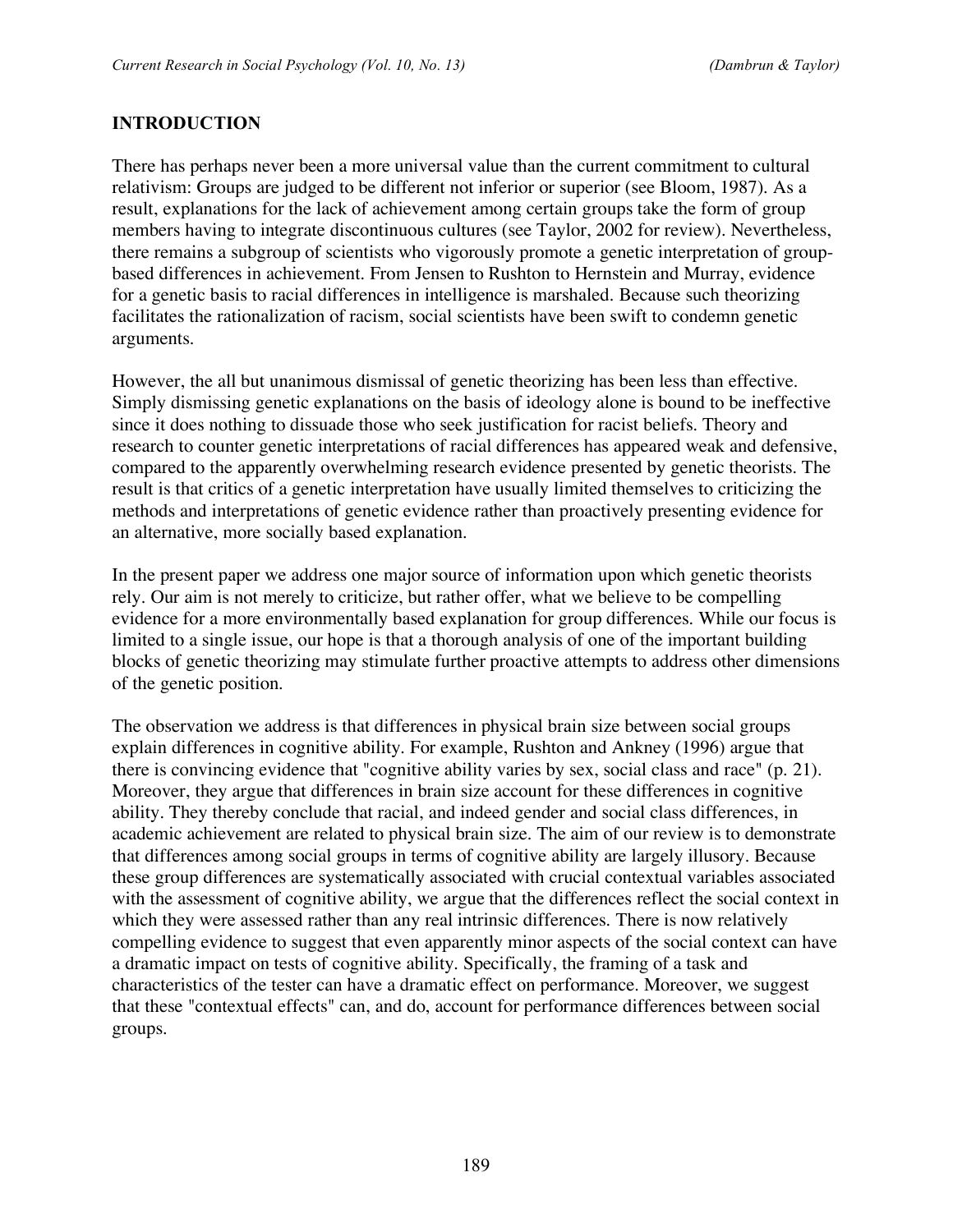## INTRODUCTION

There has perhaps never been a more universal value than the current commitment to cultural relativism: Groups are judged to be different not inferior or superior (see Bloom, 1987). As a result, explanations for the lack of achievement among certain groups take the form of group members having to integrate discontinuous cultures (see Taylor, 2002 for review). Nevertheless, there remains a subgroup of scientists who vigorously promote a genetic interpretation of group-based differences in achievement. From Jensen to Rushton to Hernstein and Murray, evidence for a genetic basis to racial differences in intelligence is marshaled. Because such theorizing facilitates the rationalization of racism, social scientists have been swift to condemn genetic arguments.

However, the all but unanimous dismissal of genetic theorizing has been less than effective. Simply dismissing genetic explanations on the basis of ideology alone is bound to be ineffective since it does nothing to dissuade those who seek justification for racist beliefs. Theory and research to counter genetic interpretations of racial differences has appeared weak and defensive, compared to the apparently overwhelming research evidence presented by genetic theorists. The result is that critics of a genetic interpretation have usually limited themselves to criticizing the methods and interpretations of genetic evidence rather than proactively presenting evidence for an alternative, more socially based explanation.

In the present paper we address one major source of information upon which genetic theorists rely. Our aim is not merely to criticize, but rather offer, what we believe to be compelling evidence for a more environmentally based explanation for group differences. While our focus is limited to a single issue, our hope is that a thorough analysis of one of the important building blocks of genetic theorizing may stimulate further proactive attempts to address other dimensions of the genetic position.

The observation we address is that differences in physical brain size between social groups explain differences in cognitive ability. For example, Rushton and Ankney (1996) argue that there is convincing evidence that "cognitive ability varies by sex, social class and race" (p. 21). Moreover, they argue that differences in brain size account for these differences in cognitive ability. They thereby conclude that racial, and indeed gender and social class differences, in academic achievement are related to physical brain size. The aim of our review is to demonstrate that differences among social groups in terms of cognitive ability are largely illusory. Because these group differences are systematically associated with crucial contextual variables associated with the assessment of cognitive ability, we argue that the differences reflect the social context in which they were assessed rather than any real intrinsic differences. There is now relatively compelling evidence to suggest that even apparently minor aspects of the social context can have a dramatic impact on tests of cognitive ability. Specifically, the framing of a task and characteristics of the tester can have a dramatic effect on performance. Moreover, we suggest that these "contextual effects" can, and do, account for performance differences between social groups.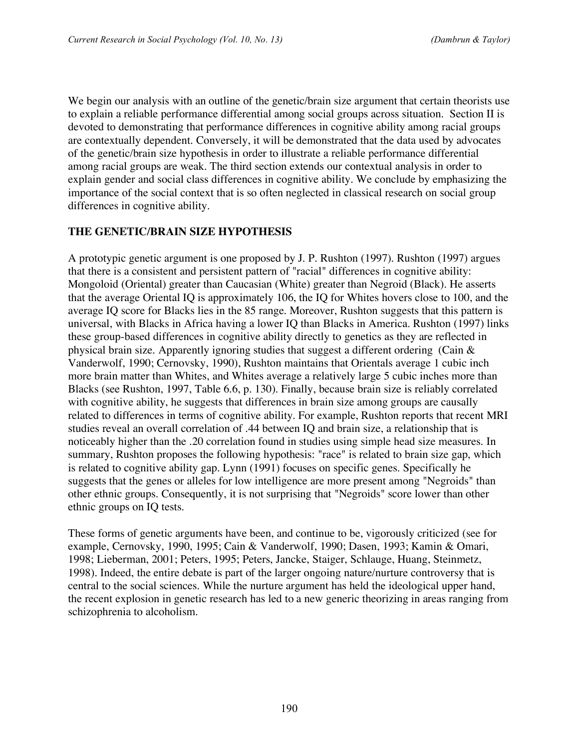We begin our analysis with an outline of the genetic/brain size argument that certain theorists use to explain a reliable performance differential among social groups across situation. Section II is devoted to demonstrating that performance differences in cognitive ability among racial groups are contextually dependent. Conversely, it will be demonstrated that the data used by advocates of the genetic/brain size hypothesis in order to illustrate a reliable performance differential among racial groups are weak. The third section extends our contextual analysis in order to explain gender and social class differences in cognitive ability. We conclude by emphasizing the importance of the social context that is so often neglected in classical research on social group differences in cognitive ability.

## THE GENETIC/BRAIN SIZE HYPOTHESIS

A prototypic genetic argument is one proposed by J. P. Rushton (1997). Rushton (1997) argues that there is a consistent and persistent pattern of "racial" differences in cognitive ability: Mongoloid (Oriental) greater than Caucasian (White) greater than Negroid (Black). He asserts that the average Oriental IQ is approximately 106, the IQ for Whites hovers close to 100, and the average IQ score for Blacks lies in the 85 range. Moreover, Rushton suggests that this pattern is universal, with Blacks in Africa having a lower IQ than Blacks in America. Rushton (1997) links these group-based differences in cognitive ability directly to genetics as they are reflected in physical brain size. Apparently ignoring studies that suggest a different ordering (Cain & Vanderwolf, 1990; Cernovsky, 1990), Rushton maintains that Orientals average 1 cubic inch more brain matter than Whites, and Whites average a relatively large 5 cubic inches more than Blacks (see Rushton, 1997, Table 6.6, p. 130). Finally, because brain size is reliably correlated with cognitive ability, he suggests that differences in brain size among groups are causally related to differences in terms of cognitive ability. For example, Rushton reports that recent MRI studies reveal an overall correlation of .44 between IQ and brain size, a relationship that is noticeably higher than the .20 correlation found in studies using simple head size measures. In summary, Rushton proposes the following hypothesis: "race" is related to brain size gap, which is related to cognitive ability gap. Lynn (1991) focuses on specific genes. Specifically he suggests that the genes or alleles for low intelligence are more present among "Negroids" than other ethnic groups. Consequently, it is not surprising that "Negroids" score lower than other ethnic groups on IQ tests.

These forms of genetic arguments have been, and continue to be, vigorously criticized (see for example, Cernovsky, 1990, 1995; Cain & Vanderwolf, 1990; Dasen, 1993; Kamin & Omari, 1998; Lieberman, 2001; Peters, 1995; Peters, Jancke, Staiger, Schlauge, Huang, Steinmetz, 1998). Indeed, the entire debate is part of the larger ongoing nature/nurture controversy that is central to the social sciences. While the nurture argument has held the ideological upper hand, the recent explosion in genetic research has led to a new generic theorizing in areas ranging from schizophrenia to alcoholism.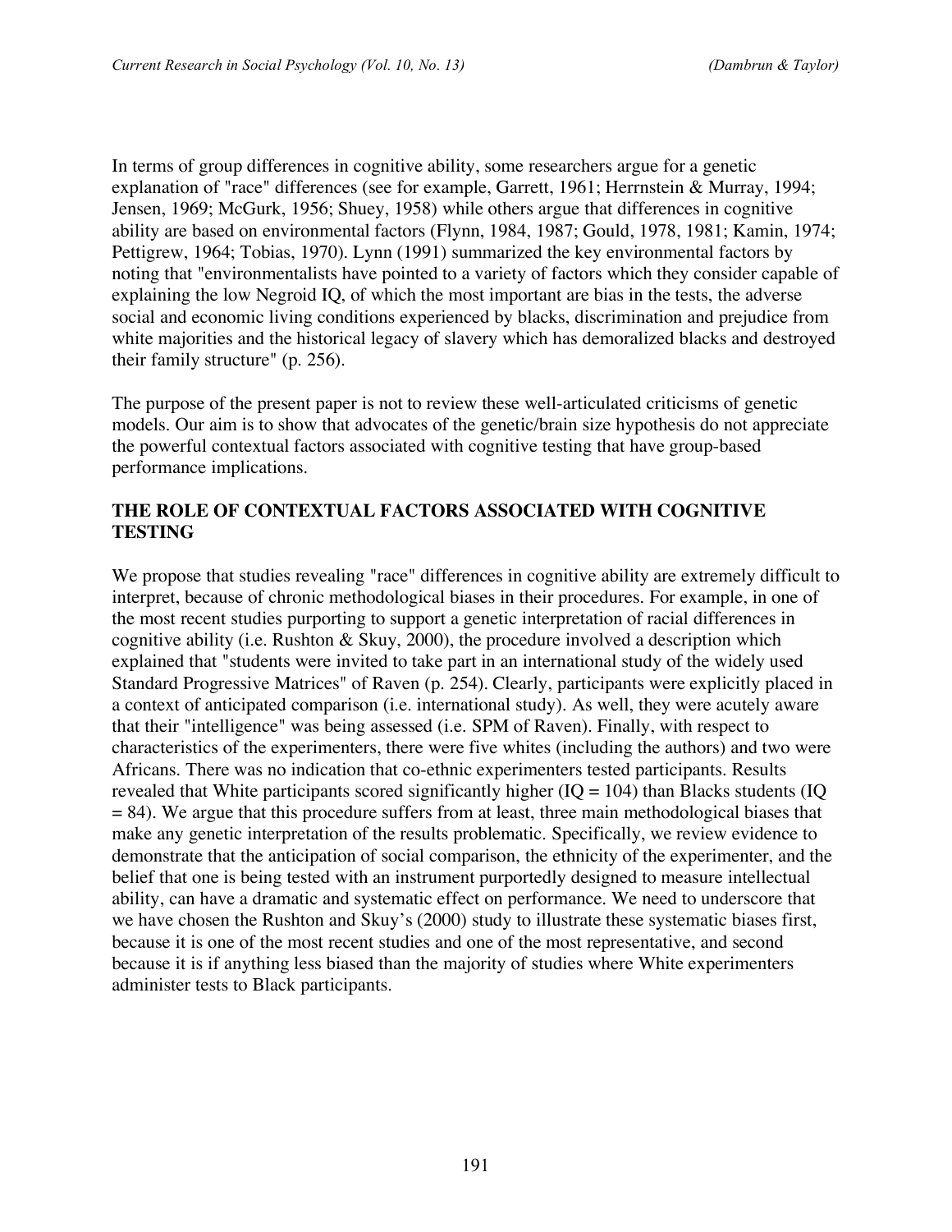In terms of group differences in cognitive ability, some researchers argue for a genetic explanation of "race" differences (see for example, Garrett, 1961; Herrnstein & Murray, 1994; Jensen, 1969; McGurk, 1956; Shuey, 1958) while others argue that differences in cognitive ability are based on environmental factors (Flynn, 1984, 1987; Gould, 1978, 1981; Kamin, 1974; Pettigrew, 1964; Tobias, 1970). Lynn (1991) summarized the key environmental factors by noting that "environmentalists have pointed to a variety of factors which they consider capable of explaining the low Negroid IQ, of which the most important are bias in the tests, the adverse social and economic living conditions experienced by blacks, discrimination and prejudice from white majorities and the historical legacy of slavery which has demoralized blacks and destroyed their family structure" (p. 256).

The purpose of the present paper is not to review these well-articulated criticisms of genetic models. Our aim is to show that advocates of the genetic/brain size hypothesis do not appreciate the powerful contextual factors associated with cognitive testing that have group-based performance implications.

## THE ROLE OF CONTEXTUAL FACTORS ASSOCIATED WITH COGNITIVE TESTING

We propose that studies revealing "race" differences in cognitive ability are extremely difficult to interpret, because of chronic methodological biases in their procedures. For example, in one of the most recent studies purporting to support a genetic interpretation of racial differences in cognitive ability (i.e. Rushton & Skuy, 2000), the procedure involved a description which explained that "students were invited to take part in an international study of the widely used Standard Progressive Matrices" of Raven (p. 254). Clearly, participants were explicitly placed in a context of anticipated comparison (i.e. international study). As well, they were acutely aware that their "intelligence" was being assessed (i.e. SPM of Raven). Finally, with respect to characteristics of the experimenters, there were five whites (including the authors) and two were Africans. There was no indication that co-ethnic experimenters tested participants. Results revealed that White participants scored significantly higher (IQ = 104) than Blacks students (IQ = 84). We argue that this procedure suffers from at least, three main methodological biases that make any genetic interpretation of the results problematic. Specifically, we review evidence to demonstrate that the anticipation of social comparison, the ethnicity of the experimenter, and the belief that one is being tested with an instrument purportedly designed to measure intellectual ability, can have a dramatic and systematic effect on performance. We need to underscore that we have chosen the Rushton and Skuy's (2000) study to illustrate these systematic biases first, because it is one of the most recent studies and one of the most representative, and second because it is if anything less biased than the majority of studies where White experimenters administer tests to Black participants.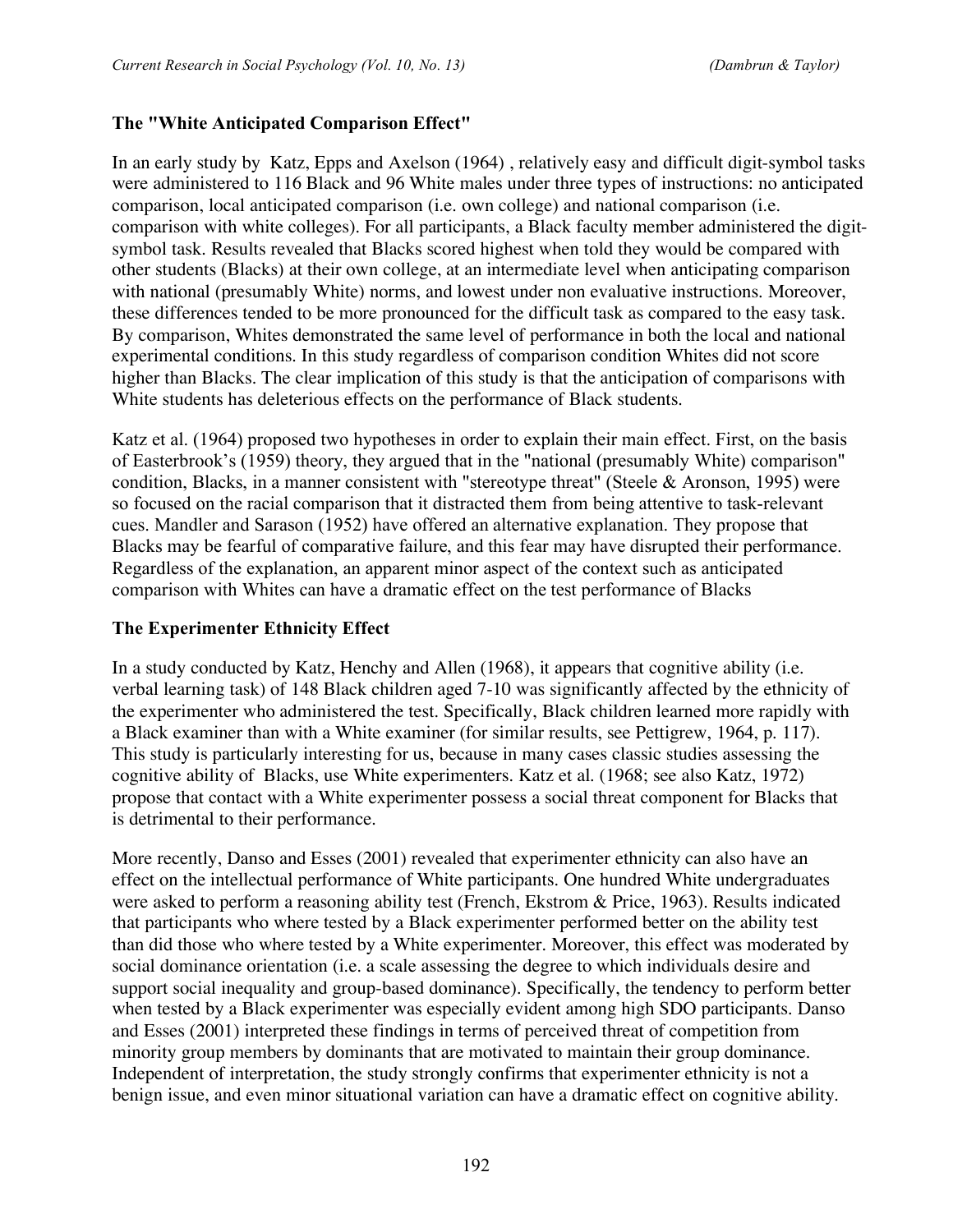### The "White Anticipated Comparison Effect"

In an early study by Katz, Epps and Axelson (1964) , relatively easy and difficult digit-symbol tasks were administered to 116 Black and 96 White males under three types of instructions: no anticipated comparison, local anticipated comparison (i.e. own college) and national comparison (i.e. comparison with white colleges). For all participants, a Black faculty member administered the digit-symbol task. Results revealed that Blacks scored highest when told they would be compared with other students (Blacks) at their own college, at an intermediate level when anticipating comparison with national (presumably White) norms, and lowest under non evaluative instructions. Moreover, these differences tended to be more pronounced for the difficult task as compared to the easy task. By comparison, Whites demonstrated the same level of performance in both the local and national experimental conditions. In this study regardless of comparison condition Whites did not score higher than Blacks. The clear implication of this study is that the anticipation of comparisons with White students has deleterious effects on the performance of Black students.

Katz et al. (1964) proposed two hypotheses in order to explain their main effect. First, on the basis of Easterbrook's (1959) theory, they argued that in the "national (presumably White) comparison" condition, Blacks, in a manner consistent with "stereotype threat" (Steele & Aronson, 1995) were so focused on the racial comparison that it distracted them from being attentive to task-relevant cues. Mandler and Sarason (1952) have offered an alternative explanation. They propose that Blacks may be fearful of comparative failure, and this fear may have disrupted their performance. Regardless of the explanation, an apparent minor aspect of the context such as anticipated comparison with Whites can have a dramatic effect on the test performance of Blacks

### The Experimenter Ethnicity Effect

In a study conducted by Katz, Henchy and Allen (1968), it appears that cognitive ability (i.e. verbal learning task) of 148 Black children aged 7-10 was significantly affected by the ethnicity of the experimenter who administered the test. Specifically, Black children learned more rapidly with a Black examiner than with a White examiner (for similar results, see Pettigrew, 1964, p. 117). This study is particularly interesting for us, because in many cases classic studies assessing the cognitive ability of Blacks, use White experimenters. Katz et al. (1968; see also Katz, 1972) propose that contact with a White experimenter possess a social threat component for Blacks that is detrimental to their performance.

More recently, Danso and Esses (2001) revealed that experimenter ethnicity can also have an effect on the intellectual performance of White participants. One hundred White undergraduates were asked to perform a reasoning ability test (French, Ekstrom & Price, 1963). Results indicated that participants who where tested by a Black experimenter performed better on the ability test than did those who where tested by a White experimenter. Moreover, this effect was moderated by social dominance orientation (i.e. a scale assessing the degree to which individuals desire and support social inequality and group-based dominance). Specifically, the tendency to perform better when tested by a Black experimenter was especially evident among high SDO participants. Danso and Esses (2001) interpreted these findings in terms of perceived threat of competition from minority group members by dominants that are motivated to maintain their group dominance. Independent of interpretation, the study strongly confirms that experimenter ethnicity is not a benign issue, and even minor situational variation can have a dramatic effect on cognitive ability.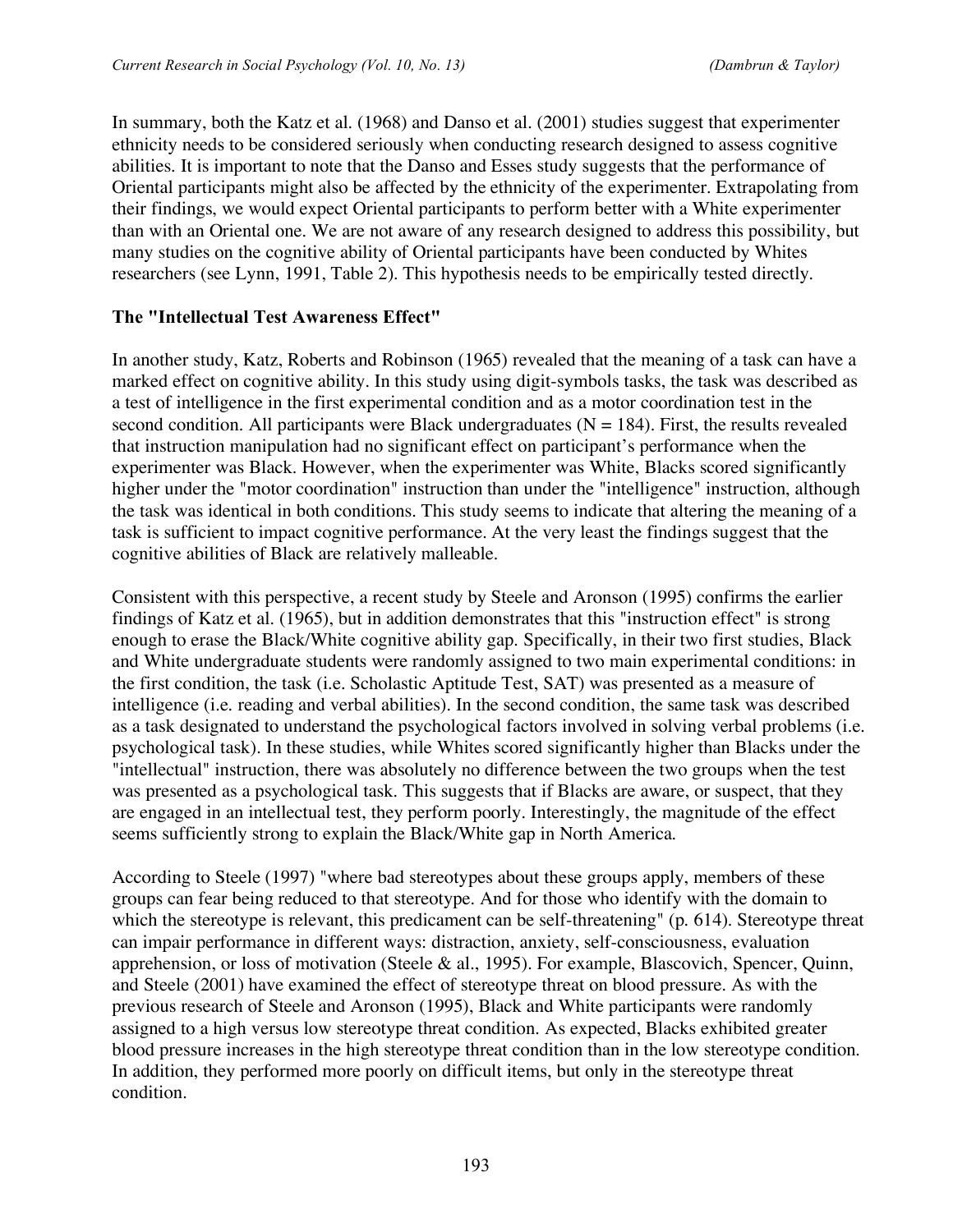In summary, both the Katz et al. (1968) and Danso et al. (2001) studies suggest that experimenter ethnicity needs to be considered seriously when conducting research designed to assess cognitive abilities. It is important to note that the Danso and Esses study suggests that the performance of Oriental participants might also be affected by the ethnicity of the experimenter. Extrapolating from their findings, we would expect Oriental participants to perform better with a White experimenter than with an Oriental one. We are not aware of any research designed to address this possibility, but many studies on the cognitive ability of Oriental participants have been conducted by Whites researchers (see Lynn, 1991, Table 2). This hypothesis needs to be empirically tested directly.

### The "Intellectual Test Awareness Effect"

In another study, Katz, Roberts and Robinson (1965) revealed that the meaning of a task can have a marked effect on cognitive ability. In this study using digit-symbols tasks, the task was described as a test of intelligence in the first experimental condition and as a motor coordination test in the second condition. All participants were Black undergraduates (N = 184). First, the results revealed that instruction manipulation had no significant effect on participant's performance when the experimenter was Black. However, when the experimenter was White, Blacks scored significantly higher under the "motor coordination" instruction than under the "intelligence" instruction, although the task was identical in both conditions. This study seems to indicate that altering the meaning of a task is sufficient to impact cognitive performance. At the very least the findings suggest that the cognitive abilities of Black are relatively malleable.

Consistent with this perspective, a recent study by Steele and Aronson (1995) confirms the earlier findings of Katz et al. (1965), but in addition demonstrates that this "instruction effect" is strong enough to erase the Black/White cognitive ability gap. Specifically, in their two first studies, Black and White undergraduate students were randomly assigned to two main experimental conditions: in the first condition, the task (i.e. Scholastic Aptitude Test, SAT) was presented as a measure of intelligence (i.e. reading and verbal abilities). In the second condition, the same task was described as a task designated to understand the psychological factors involved in solving verbal problems (i.e. psychological task). In these studies, while Whites scored significantly higher than Blacks under the "intellectual" instruction, there was absolutely no difference between the two groups when the test was presented as a psychological task. This suggests that if Blacks are aware, or suspect, that they are engaged in an intellectual test, they perform poorly. Interestingly, the magnitude of the effect seems sufficiently strong to explain the Black/White gap in North America.

According to Steele (1997) "where bad stereotypes about these groups apply, members of these groups can fear being reduced to that stereotype. And for those who identify with the domain to which the stereotype is relevant, this predicament can be self-threatening" (p. 614). Stereotype threat can impair performance in different ways: distraction, anxiety, self-consciousness, evaluation apprehension, or loss of motivation (Steele & al., 1995). For example, Blascovich, Spencer, Quinn, and Steele (2001) have examined the effect of stereotype threat on blood pressure. As with the previous research of Steele and Aronson (1995), Black and White participants were randomly assigned to a high versus low stereotype threat condition. As expected, Blacks exhibited greater blood pressure increases in the high stereotype threat condition than in the low stereotype condition. In addition, they performed more poorly on difficult items, but only in the stereotype threat condition.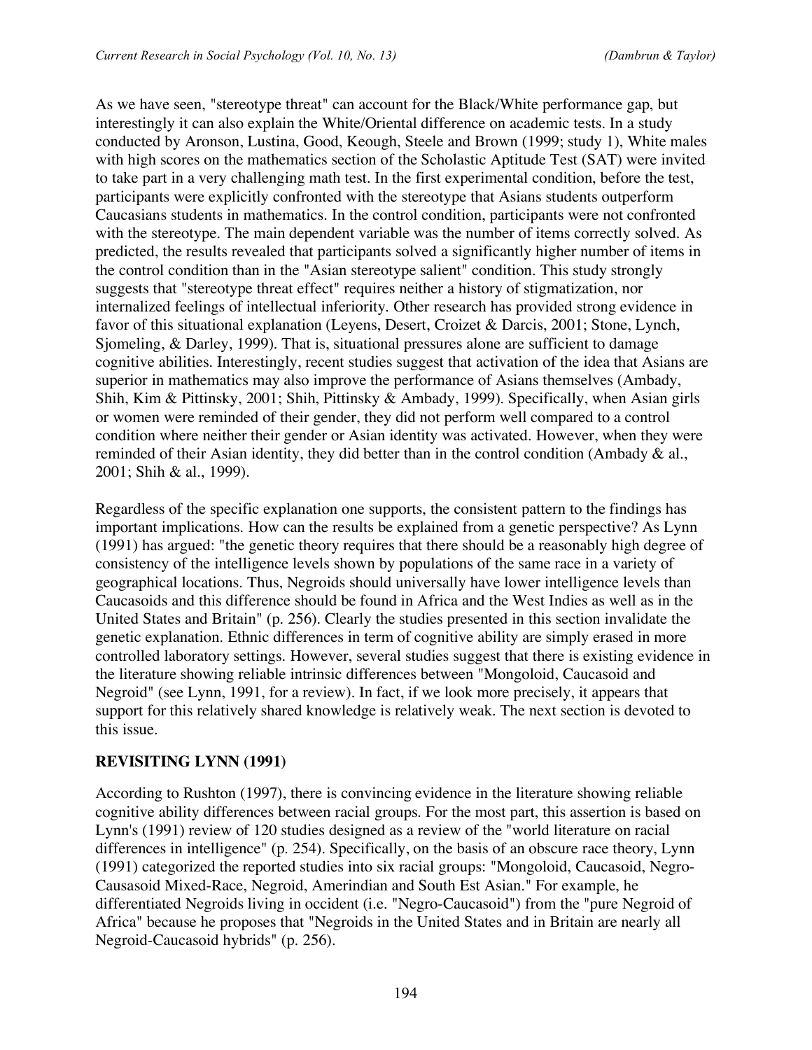As we have seen, "stereotype threat" can account for the Black/White performance gap, but interestingly it can also explain the White/Oriental difference on academic tests. In a study conducted by Aronson, Lustina, Good, Keough, Steele and Brown (1999; study 1), White males with high scores on the mathematics section of the Scholastic Aptitude Test (SAT) were invited to take part in a very challenging math test. In the first experimental condition, before the test, participants were explicitly confronted with the stereotype that Asians students outperform Caucasians students in mathematics. In the control condition, participants were not confronted with the stereotype. The main dependent variable was the number of items correctly solved. As predicted, the results revealed that participants solved a significantly higher number of items in the control condition than in the "Asian stereotype salient" condition. This study strongly suggests that "stereotype threat effect" requires neither a history of stigmatization, nor internalized feelings of intellectual inferiority. Other research has provided strong evidence in favor of this situational explanation (Leyens, Desert, Croizet & Darcis, 2001; Stone, Lynch, Sjomeling, & Darley, 1999). That is, situational pressures alone are sufficient to damage cognitive abilities. Interestingly, recent studies suggest that activation of the idea that Asians are superior in mathematics may also improve the performance of Asians themselves (Ambady, Shih, Kim & Pittinsky, 2001; Shih, Pittinsky & Ambady, 1999). Specifically, when Asian girls or women were reminded of their gender, they did not perform well compared to a control condition where neither their gender or Asian identity was activated. However, when they were reminded of their Asian identity, they did better than in the control condition (Ambady & al., 2001; Shih & al., 1999).

Regardless of the specific explanation one supports, the consistent pattern to the findings has important implications. How can the results be explained from a genetic perspective? As Lynn (1991) has argued: "the genetic theory requires that there should be a reasonably high degree of consistency of the intelligence levels shown by populations of the same race in a variety of geographical locations. Thus, Negroids should universally have lower intelligence levels than Caucasoids and this difference should be found in Africa and the West Indies as well as in the United States and Britain" (p. 256). Clearly the studies presented in this section invalidate the genetic explanation. Ethnic differences in term of cognitive ability are simply erased in more controlled laboratory settings. However, several studies suggest that there is existing evidence in the literature showing reliable intrinsic differences between "Mongoloid, Caucasoid and Negroid" (see Lynn, 1991, for a review). In fact, if we look more precisely, it appears that support for this relatively shared knowledge is relatively weak. The next section is devoted to this issue.

## REVISITING LYNN (1991)

According to Rushton (1997), there is convincing evidence in the literature showing reliable cognitive ability differences between racial groups. For the most part, this assertion is based on Lynn's (1991) review of 120 studies designed as a review of the "world literature on racial differences in intelligence" (p. 254). Specifically, on the basis of an obscure race theory, Lynn (1991) categorized the reported studies into six racial groups: "Mongoloid, Caucasoid, Negro-Causasoid Mixed-Race, Negroid, Amerindian and South Est Asian." For example, he differentiated Negroids living in occident (i.e. "Negro-Caucasoid") from the "pure Negroid of Africa" because he proposes that "Negroids in the United States and in Britain are nearly all Negroid-Caucasoid hybrids" (p. 256).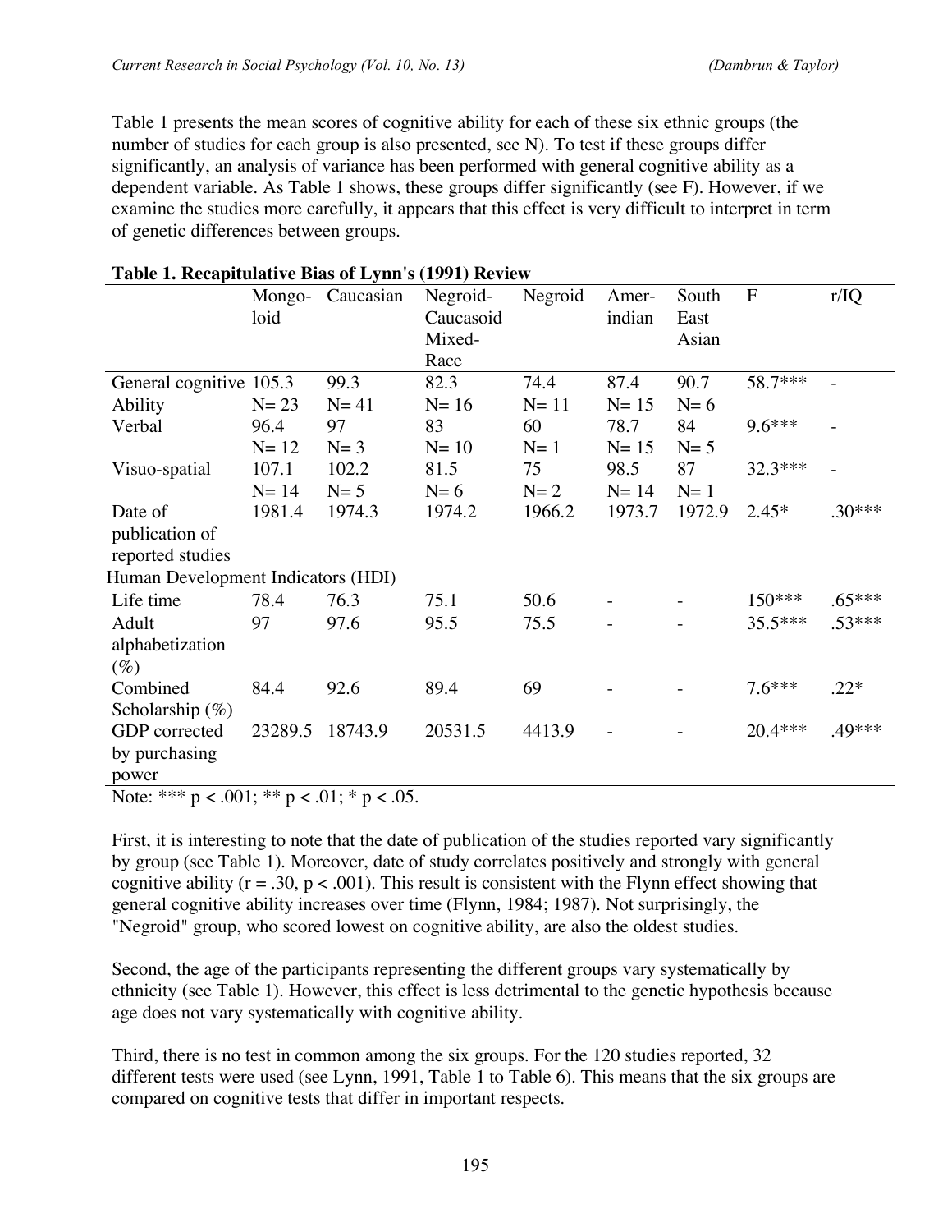Table 1 presents the mean scores of cognitive ability for each of these six ethnic groups (the number of studies for each group is also presented, see N). To test if these groups differ significantly, an analysis of variance has been performed with general cognitive ability as a dependent variable. As Table 1 shows, these groups differ significantly (see F). However, if we examine the studies more carefully, it appears that this effect is very difficult to interpret in term of genetic differences between groups.

**Table 1. Recapitulative Bias of Lynn's (1991) Review**

| | Mongo-loid | Caucasian | Negroid-Caucasoid Mixed-Race | Negroid | Amer-indian | South East Asian | F | r/IQ |
|---|---|---|---|---|---|---|---|---|
| General cognitive Ability | 105.3 N= 23 | 99.3 N= 41 | 82.3 N= 16 | 74.4 N= 11 | 87.4 N= 15 | 90.7 N= 6 | 58.7*** | - |
| Verbal | 96.4 N= 12 | 97 N= 3 | 83 N= 10 | 60 N= 1 | 78.7 N= 15 | 84 N= 5 | 9.6*** | - |
| Visuo-spatial | 107.1 N= 14 | 102.2 N= 5 | 81.5 N= 6 | 75 N= 2 | 98.5 N= 14 | 87 N= 1 | 32.3*** | - |
| Date of publication of reported studies | 1981.4 | 1974.3 | 1974.2 | 1966.2 | 1973.7 | 1972.9 | 2.45* | .30*** |
| Human Development Indicators (HDI) | | | | | | | | |
| Life time | 78.4 | 76.3 | 75.1 | 50.6 | - | - | 150*** | .65*** |
| Adult alphabetization (%) | 97 | 97.6 | 95.5 | 75.5 | - | - | 35.5*** | .53*** |
| Combined Scholarship (%) | 84.4 | 92.6 | 89.4 | 69 | - | - | 7.6*** | .22* |
| GDP corrected by purchasing power | 23289.5 | 18743.9 | 20531.5 | 4413.9 | - | - | 20.4*** | .49*** |

Note: *** p < .001; ** p < .01; * p < .05.

First, it is interesting to note that the date of publication of the studies reported vary significantly by group (see Table 1). Moreover, date of study correlates positively and strongly with general cognitive ability ($r = .30$, $p < .001$). This result is consistent with the Flynn effect showing that general cognitive ability increases over time (Flynn, 1984; 1987). Not surprisingly, the "Negroid" group, who scored lowest on cognitive ability, are also the oldest studies.

Second, the age of the participants representing the different groups vary systematically by ethnicity (see Table 1). However, this effect is less detrimental to the genetic hypothesis because age does not vary systematically with cognitive ability.

Third, there is no test in common among the six groups. For the 120 studies reported, 32 different tests were used (see Lynn, 1991, Table 1 to Table 6). This means that the six groups are compared on cognitive tests that differ in important respects.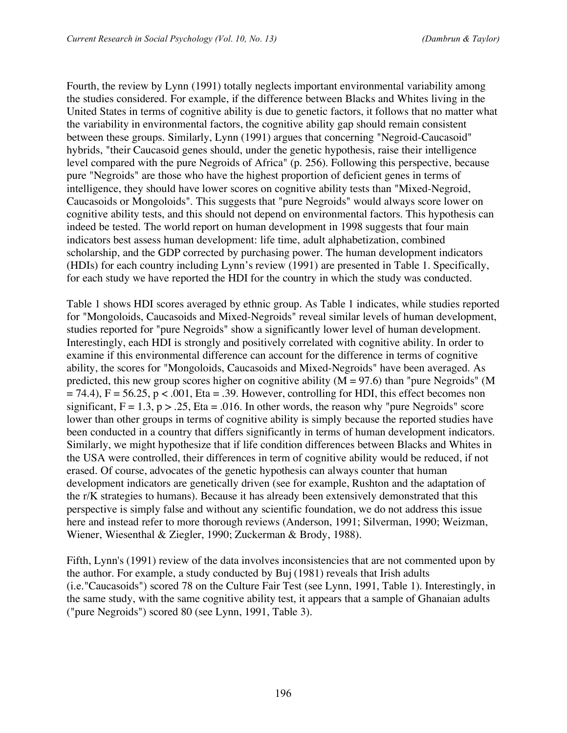Fourth, the review by Lynn (1991) totally neglects important environmental variability among the studies considered. For example, if the difference between Blacks and Whites living in the United States in terms of cognitive ability is due to genetic factors, it follows that no matter what the variability in environmental factors, the cognitive ability gap should remain consistent between these groups. Similarly, Lynn (1991) argues that concerning "Negroid-Caucasoid" hybrids, "their Caucasoid genes should, under the genetic hypothesis, raise their intelligence level compared with the pure Negroids of Africa" (p. 256). Following this perspective, because pure "Negroids" are those who have the highest proportion of deficient genes in terms of intelligence, they should have lower scores on cognitive ability tests than "Mixed-Negroid, Caucasoids or Mongoloids". This suggests that "pure Negroids" would always score lower on cognitive ability tests, and this should not depend on environmental factors. This hypothesis can indeed be tested. The world report on human development in 1998 suggests that four main indicators best assess human development: life time, adult alphabetization, combined scholarship, and the GDP corrected by purchasing power. The human development indicators (HDIs) for each country including Lynn's review (1991) are presented in Table 1. Specifically, for each study we have reported the HDI for the country in which the study was conducted.

Table 1 shows HDI scores averaged by ethnic group. As Table 1 indicates, while studies reported for "Mongoloids, Caucasoids and Mixed-Negroids" reveal similar levels of human development, studies reported for "pure Negroids" show a significantly lower level of human development. Interestingly, each HDI is strongly and positively correlated with cognitive ability. In order to examine if this environmental difference can account for the difference in terms of cognitive ability, the scores for "Mongoloids, Caucasoids and Mixed-Negroids" have been averaged. As predicted, this new group scores higher on cognitive ability ($M = 97.6$) than "pure Negroids" ($M = 74.4$), $F = 56.25$, $p < .001$, $Eta = .39$. However, controlling for HDI, this effect becomes non significant, $F = 1.3$, $p > .25$, $Eta = .016$. In other words, the reason why "pure Negroids" score lower than other groups in terms of cognitive ability is simply because the reported studies have been conducted in a country that differs significantly in terms of human development indicators. Similarly, we might hypothesize that if life condition differences between Blacks and Whites in the USA were controlled, their differences in term of cognitive ability would be reduced, if not erased. Of course, advocates of the genetic hypothesis can always counter that human development indicators are genetically driven (see for example, Rushton and the adaptation of the r/K strategies to humans). Because it has already been extensively demonstrated that this perspective is simply false and without any scientific foundation, we do not address this issue here and instead refer to more thorough reviews (Anderson, 1991; Silverman, 1990; Weizman, Wiener, Wiesenthal & Ziegler, 1990; Zuckerman & Brody, 1988).

Fifth, Lynn's (1991) review of the data involves inconsistencies that are not commented upon by the author. For example, a study conducted by Buj (1981) reveals that Irish adults (i.e."Caucasoids") scored 78 on the Culture Fair Test (see Lynn, 1991, Table 1). Interestingly, in the same study, with the same cognitive ability test, it appears that a sample of Ghanaian adults ("pure Negroids") scored 80 (see Lynn, 1991, Table 3).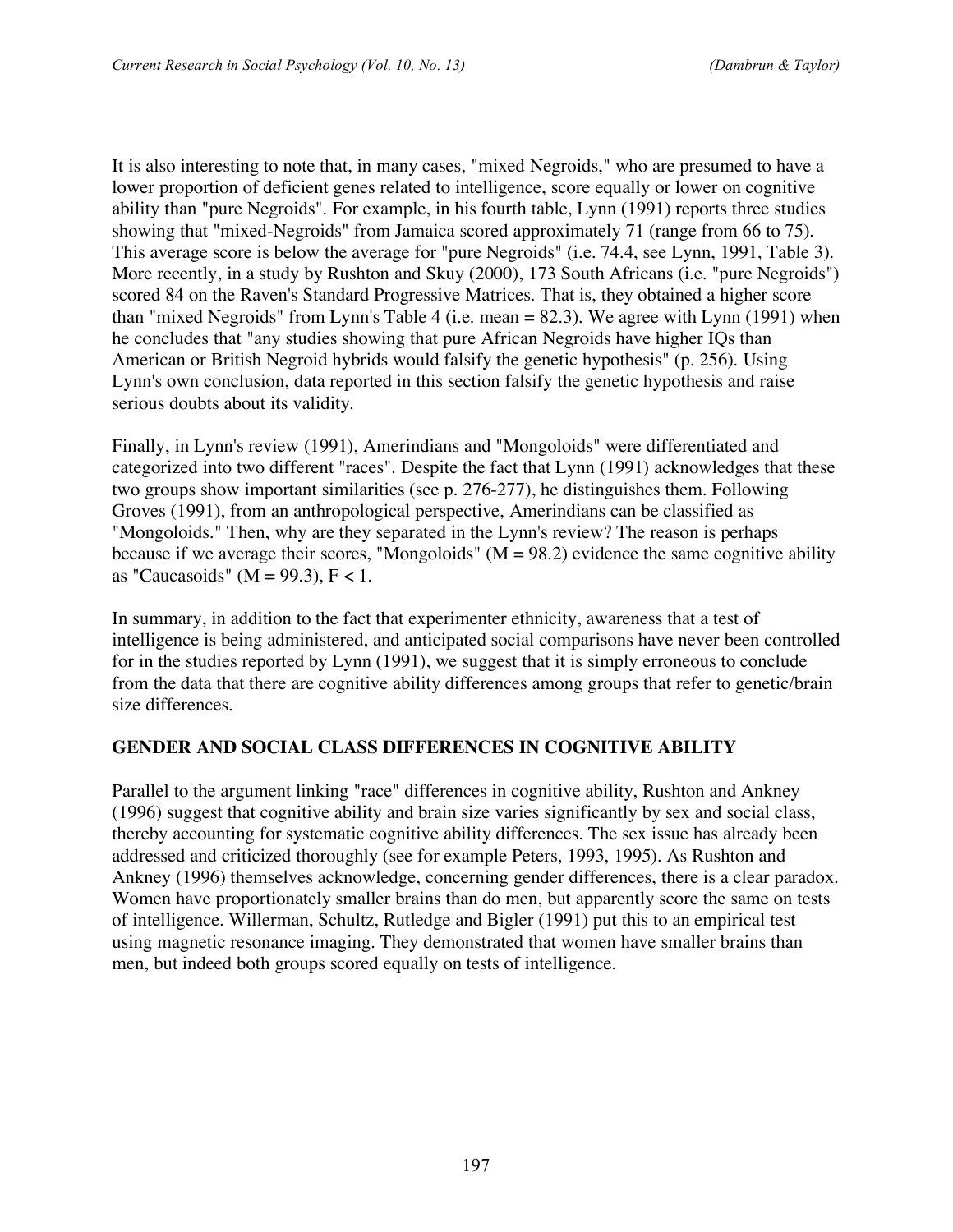It is also interesting to note that, in many cases, "mixed Negroids," who are presumed to have a lower proportion of deficient genes related to intelligence, score equally or lower on cognitive ability than "pure Negroids". For example, in his fourth table, Lynn (1991) reports three studies showing that "mixed-Negroids" from Jamaica scored approximately 71 (range from 66 to 75). This average score is below the average for "pure Negroids" (i.e. 74.4, see Lynn, 1991, Table 3). More recently, in a study by Rushton and Skuy (2000), 173 South Africans (i.e. "pure Negroids") scored 84 on the Raven's Standard Progressive Matrices. That is, they obtained a higher score than "mixed Negroids" from Lynn's Table 4 (i.e. mean = 82.3). We agree with Lynn (1991) when he concludes that "any studies showing that pure African Negroids have higher IQs than American or British Negroid hybrids would falsify the genetic hypothesis" (p. 256). Using Lynn's own conclusion, data reported in this section falsify the genetic hypothesis and raise serious doubts about its validity.

Finally, in Lynn's review (1991), Amerindians and "Mongoloids" were differentiated and categorized into two different "races". Despite the fact that Lynn (1991) acknowledges that these two groups show important similarities (see p. 276-277), he distinguishes them. Following Groves (1991), from an anthropological perspective, Amerindians can be classified as "Mongoloids." Then, why are they separated in the Lynn's review? The reason is perhaps because if we average their scores, "Mongoloids" ($M = 98.2$) evidence the same cognitive ability as "Caucasoids" ($M = 99.3$), $F < 1$.

In summary, in addition to the fact that experimenter ethnicity, awareness that a test of intelligence is being administered, and anticipated social comparisons have never been controlled for in the studies reported by Lynn (1991), we suggest that it is simply erroneous to conclude from the data that there are cognitive ability differences among groups that refer to genetic/brain size differences.

## GENDER AND SOCIAL CLASS DIFFERENCES IN COGNITIVE ABILITY

Parallel to the argument linking "race" differences in cognitive ability, Rushton and Ankney (1996) suggest that cognitive ability and brain size varies significantly by sex and social class, thereby accounting for systematic cognitive ability differences. The sex issue has already been addressed and criticized thoroughly (see for example Peters, 1993, 1995). As Rushton and Ankney (1996) themselves acknowledge, concerning gender differences, there is a clear paradox. Women have proportionately smaller brains than do men, but apparently score the same on tests of intelligence. Willerman, Schultz, Rutledge and Bigler (1991) put this to an empirical test using magnetic resonance imaging. They demonstrated that women have smaller brains than men, but indeed both groups scored equally on tests of intelligence.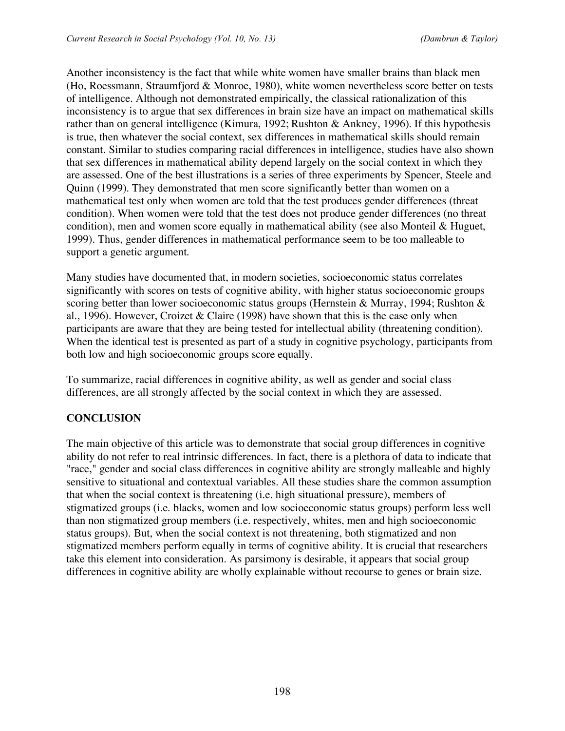Another inconsistency is the fact that while white women have smaller brains than black men (Ho, Roessmann, Straumfjord & Monroe, 1980), white women nevertheless score better on tests of intelligence. Although not demonstrated empirically, the classical rationalization of this inconsistency is to argue that sex differences in brain size have an impact on mathematical skills rather than on general intelligence (Kimura, 1992; Rushton & Ankney, 1996). If this hypothesis is true, then whatever the social context, sex differences in mathematical skills should remain constant. Similar to studies comparing racial differences in intelligence, studies have also shown that sex differences in mathematical ability depend largely on the social context in which they are assessed. One of the best illustrations is a series of three experiments by Spencer, Steele and Quinn (1999). They demonstrated that men score significantly better than women on a mathematical test only when women are told that the test produces gender differences (threat condition). When women were told that the test does not produce gender differences (no threat condition), men and women score equally in mathematical ability (see also Monteil & Huguet, 1999). Thus, gender differences in mathematical performance seem to be too malleable to support a genetic argument.

Many studies have documented that, in modern societies, socioeconomic status correlates significantly with scores on tests of cognitive ability, with higher status socioeconomic groups scoring better than lower socioeconomic status groups (Hernstein & Murray, 1994; Rushton & al., 1996). However, Croizet & Claire (1998) have shown that this is the case only when participants are aware that they are being tested for intellectual ability (threatening condition). When the identical test is presented as part of a study in cognitive psychology, participants from both low and high socioeconomic groups score equally.

To summarize, racial differences in cognitive ability, as well as gender and social class differences, are all strongly affected by the social context in which they are assessed.

## CONCLUSION

The main objective of this article was to demonstrate that social group differences in cognitive ability do not refer to real intrinsic differences. In fact, there is a plethora of data to indicate that "race," gender and social class differences in cognitive ability are strongly malleable and highly sensitive to situational and contextual variables. All these studies share the common assumption that when the social context is threatening (i.e. high situational pressure), members of stigmatized groups (i.e. blacks, women and low socioeconomic status groups) perform less well than non stigmatized group members (i.e. respectively, whites, men and high socioeconomic status groups). But, when the social context is not threatening, both stigmatized and non stigmatized members perform equally in terms of cognitive ability. It is crucial that researchers take this element into consideration. As parsimony is desirable, it appears that social group differences in cognitive ability are wholly explainable without recourse to genes or brain size.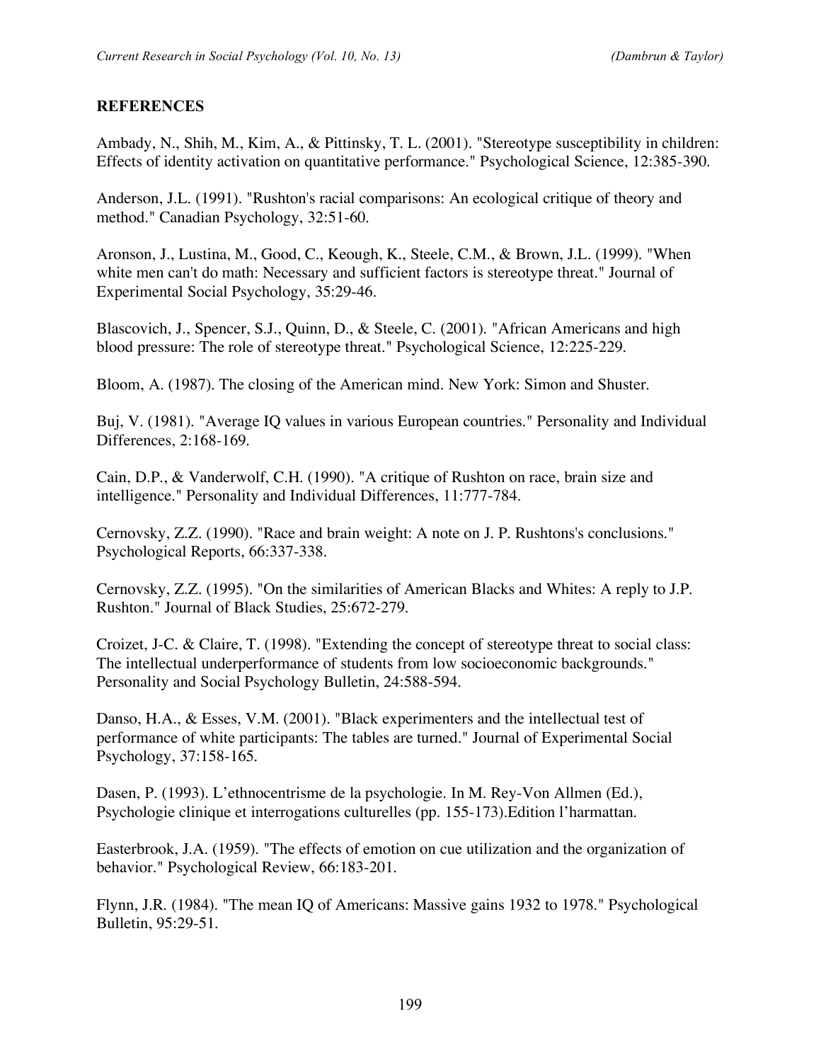## REFERENCES

Ambady, N., Shih, M., Kim, A., & Pittinsky, T. L. (2001). "Stereotype susceptibility in children: Effects of identity activation on quantitative performance." Psychological Science, 12:385-390.

Anderson, J.L. (1991). "Rushton's racial comparisons: An ecological critique of theory and method." Canadian Psychology, 32:51-60.

Aronson, J., Lustina, M., Good, C., Keough, K., Steele, C.M., & Brown, J.L. (1999). "When white men can't do math: Necessary and sufficient factors is stereotype threat." Journal of Experimental Social Psychology, 35:29-46.

Blascovich, J., Spencer, S.J., Quinn, D., & Steele, C. (2001). "African Americans and high blood pressure: The role of stereotype threat." Psychological Science, 12:225-229.

Bloom, A. (1987). The closing of the American mind. New York: Simon and Shuster.

Buj, V. (1981). "Average IQ values in various European countries." Personality and Individual Differences, 2:168-169.

Cain, D.P., & Vanderwolf, C.H. (1990). "A critique of Rushton on race, brain size and intelligence." Personality and Individual Differences, 11:777-784.

Cernovsky, Z.Z. (1990). "Race and brain weight: A note on J. P. Rushtons's conclusions." Psychological Reports, 66:337-338.

Cernovsky, Z.Z. (1995). "On the similarities of American Blacks and Whites: A reply to J.P. Rushton." Journal of Black Studies, 25:672-279.

Croizet, J-C. & Claire, T. (1998). "Extending the concept of stereotype threat to social class: The intellectual underperformance of students from low socioeconomic backgrounds." Personality and Social Psychology Bulletin, 24:588-594.

Danso, H.A., & Esses, V.M. (2001). "Black experimenters and the intellectual test of performance of white participants: The tables are turned." Journal of Experimental Social Psychology, 37:158-165.

Dasen, P. (1993). L'ethnocentrisme de la psychologie. In M. Rey-Von Allmen (Ed.), Psychologie clinique et interrogations culturelles (pp. 155-173).Edition l'harmattan.

Easterbrook, J.A. (1959). "The effects of emotion on cue utilization and the organization of behavior." Psychological Review, 66:183-201.

Flynn, J.R. (1984). "The mean IQ of Americans: Massive gains 1932 to 1978." Psychological Bulletin, 95:29-51.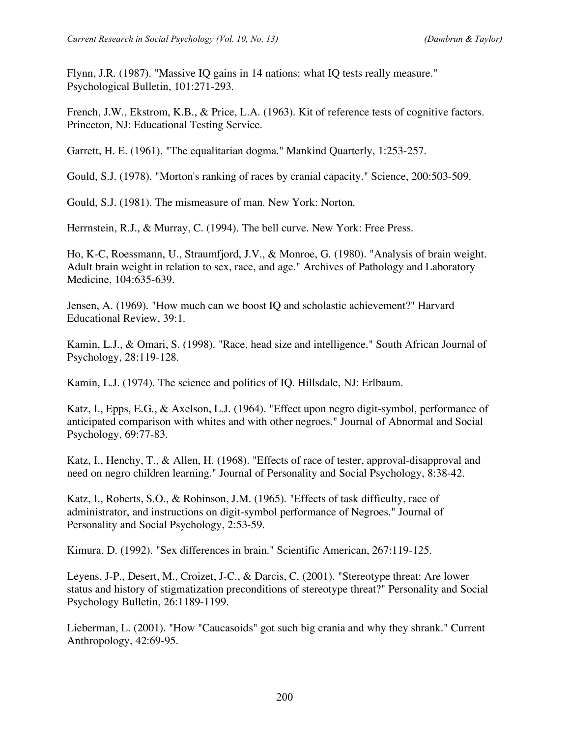Flynn, J.R. (1987). "Massive IQ gains in 14 nations: what IQ tests really measure." Psychological Bulletin, 101:271-293.

French, J.W., Ekstrom, K.B., & Price, L.A. (1963). Kit of reference tests of cognitive factors. Princeton, NJ: Educational Testing Service.

Garrett, H. E. (1961). "The equalitarian dogma." Mankind Quarterly, 1:253-257.

Gould, S.J. (1978). "Morton's ranking of races by cranial capacity." Science, 200:503-509.

Gould, S.J. (1981). The mismeasure of man. New York: Norton.

Herrnstein, R.J., & Murray, C. (1994). The bell curve. New York: Free Press.

Ho, K-C, Roessmann, U., Straumfjord, J.V., & Monroe, G. (1980). "Analysis of brain weight. Adult brain weight in relation to sex, race, and age." Archives of Pathology and Laboratory Medicine, 104:635-639.

Jensen, A. (1969). "How much can we boost IQ and scholastic achievement?" Harvard Educational Review, 39:1.

Kamin, L.J., & Omari, S. (1998). "Race, head size and intelligence." South African Journal of Psychology, 28:119-128.

Kamin, L.J. (1974). The science and politics of IQ. Hillsdale, NJ: Erlbaum.

Katz, I., Epps, E.G., & Axelson, L.J. (1964). "Effect upon negro digit-symbol, performance of anticipated comparison with whites and with other negroes." Journal of Abnormal and Social Psychology, 69:77-83.

Katz, I., Henchy, T., & Allen, H. (1968). "Effects of race of tester, approval-disapproval and need on negro children learning." Journal of Personality and Social Psychology, 8:38-42.

Katz, I., Roberts, S.O., & Robinson, J.M. (1965). "Effects of task difficulty, race of administrator, and instructions on digit-symbol performance of Negroes." Journal of Personality and Social Psychology, 2:53-59.

Kimura, D. (1992). "Sex differences in brain." Scientific American, 267:119-125.

Leyens, J-P., Desert, M., Croizet, J-C., & Darcis, C. (2001). "Stereotype threat: Are lower status and history of stigmatization preconditions of stereotype threat?" Personality and Social Psychology Bulletin, 26:1189-1199.

Lieberman, L. (2001). "How "Caucasoids" got such big crania and why they shrank." Current Anthropology, 42:69-95.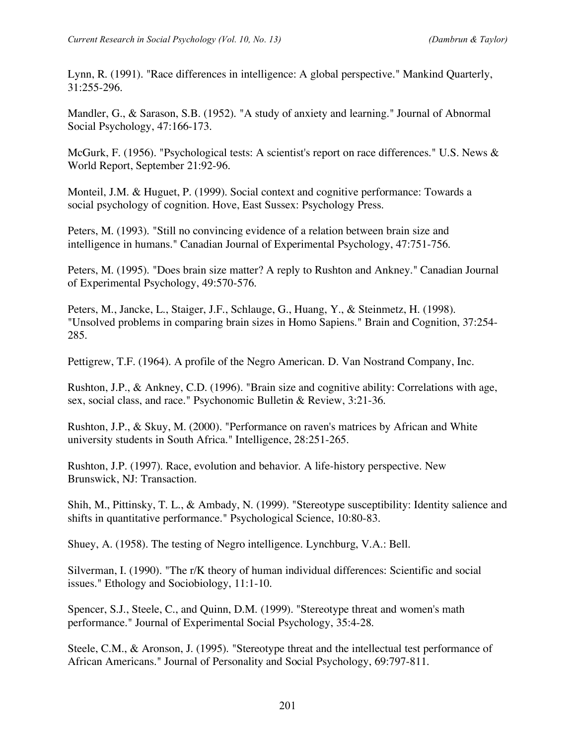Lynn, R. (1991). "Race differences in intelligence: A global perspective." Mankind Quarterly, 31:255-296.

Mandler, G., & Sarason, S.B. (1952). "A study of anxiety and learning." Journal of Abnormal Social Psychology, 47:166-173.

McGurk, F. (1956). "Psychological tests: A scientist's report on race differences." U.S. News & World Report, September 21:92-96.

Monteil, J.M. & Huguet, P. (1999). Social context and cognitive performance: Towards a social psychology of cognition. Hove, East Sussex: Psychology Press.

Peters, M. (1993). "Still no convincing evidence of a relation between brain size and intelligence in humans." Canadian Journal of Experimental Psychology, 47:751-756.

Peters, M. (1995). "Does brain size matter? A reply to Rushton and Ankney." Canadian Journal of Experimental Psychology, 49:570-576.

Peters, M., Jancke, L., Staiger, J.F., Schlauge, G., Huang, Y., & Steinmetz, H. (1998). "Unsolved problems in comparing brain sizes in Homo Sapiens." Brain and Cognition, 37:254-285.

Pettigrew, T.F. (1964). A profile of the Negro American. D. Van Nostrand Company, Inc.

Rushton, J.P., & Ankney, C.D. (1996). "Brain size and cognitive ability: Correlations with age, sex, social class, and race." Psychonomic Bulletin & Review, 3:21-36.

Rushton, J.P., & Skuy, M. (2000). "Performance on raven's matrices by African and White university students in South Africa." Intelligence, 28:251-265.

Rushton, J.P. (1997). Race, evolution and behavior. A life-history perspective. New Brunswick, NJ: Transaction.

Shih, M., Pittinsky, T. L., & Ambady, N. (1999). "Stereotype susceptibility: Identity salience and shifts in quantitative performance." Psychological Science, 10:80-83.

Shuey, A. (1958). The testing of Negro intelligence. Lynchburg, V.A.: Bell.

Silverman, I. (1990). "The r/K theory of human individual differences: Scientific and social issues." Ethology and Sociobiology, 11:1-10.

Spencer, S.J., Steele, C., and Quinn, D.M. (1999). "Stereotype threat and women's math performance." Journal of Experimental Social Psychology, 35:4-28.

Steele, C.M., & Aronson, J. (1995). "Stereotype threat and the intellectual test performance of African Americans." Journal of Personality and Social Psychology, 69:797-811.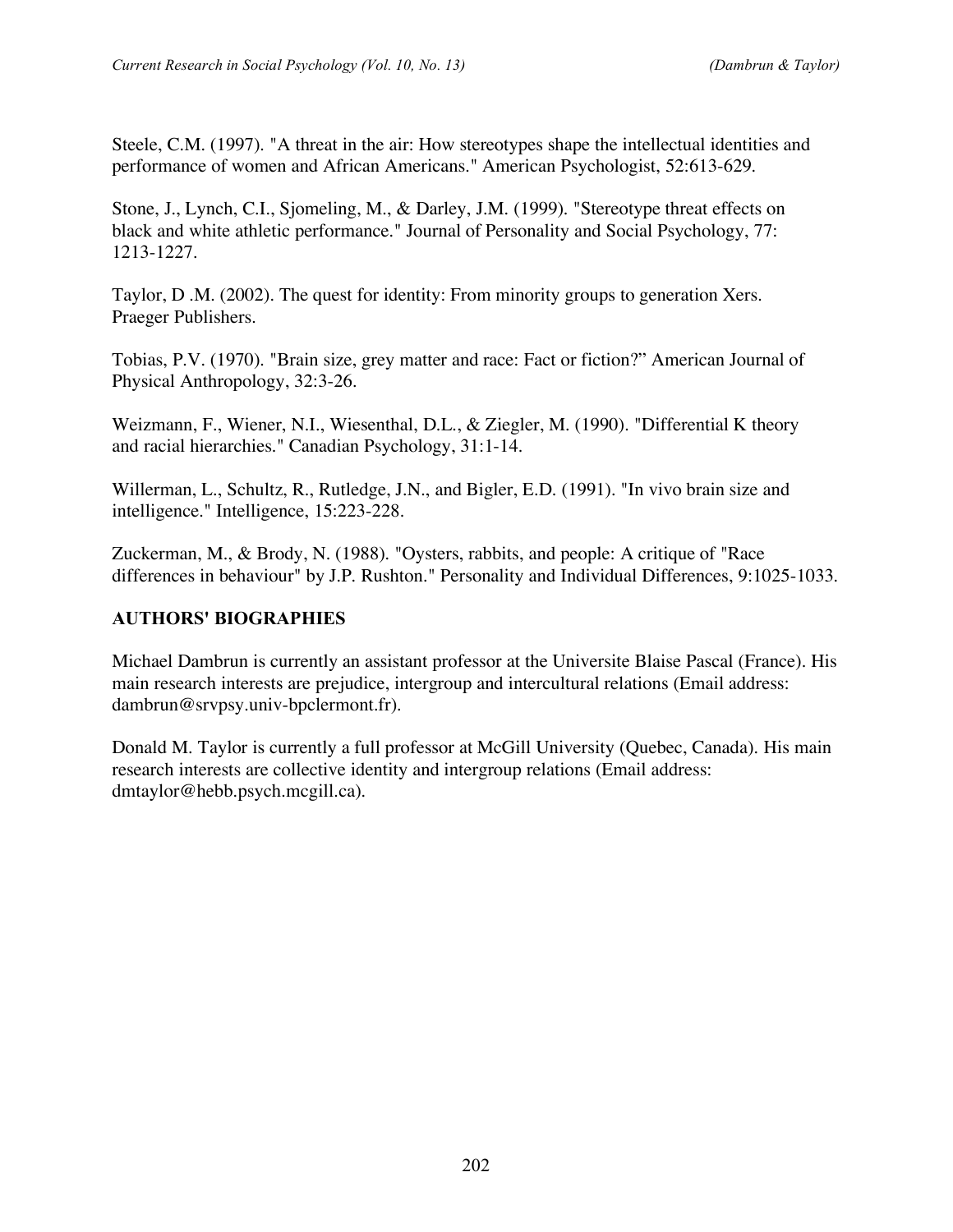Steele, C.M. (1997). "A threat in the air: How stereotypes shape the intellectual identities and performance of women and African Americans." American Psychologist, 52:613-629.

Stone, J., Lynch, C.I., Sjomeling, M., & Darley, J.M. (1999). "Stereotype threat effects on black and white athletic performance." Journal of Personality and Social Psychology, 77: 1213-1227.

Taylor, D .M. (2002). The quest for identity: From minority groups to generation Xers. Praeger Publishers.

Tobias, P.V. (1970). "Brain size, grey matter and race: Fact or fiction?" American Journal of Physical Anthropology, 32:3-26.

Weizmann, F., Wiener, N.I., Wiesenthal, D.L., & Ziegler, M. (1990). "Differential K theory and racial hierarchies." Canadian Psychology, 31:1-14.

Willerman, L., Schultz, R., Rutledge, J.N., and Bigler, E.D. (1991). "In vivo brain size and intelligence." Intelligence, 15:223-228.

Zuckerman, M., & Brody, N. (1988). "Oysters, rabbits, and people: A critique of "Race differences in behaviour" by J.P. Rushton." Personality and Individual Differences, 9:1025-1033.

## AUTHORS' BIOGRAPHIES

Michael Dambrun is currently an assistant professor at the Universite Blaise Pascal (France). His main research interests are prejudice, intergroup and intercultural relations (Email address: dambrun@srvpsy.univ-bpclermont.fr).

Donald M. Taylor is currently a full professor at McGill University (Quebec, Canada). His main research interests are collective identity and intergroup relations (Email address: dmtaylor@hebb.psych.mcgill.ca).